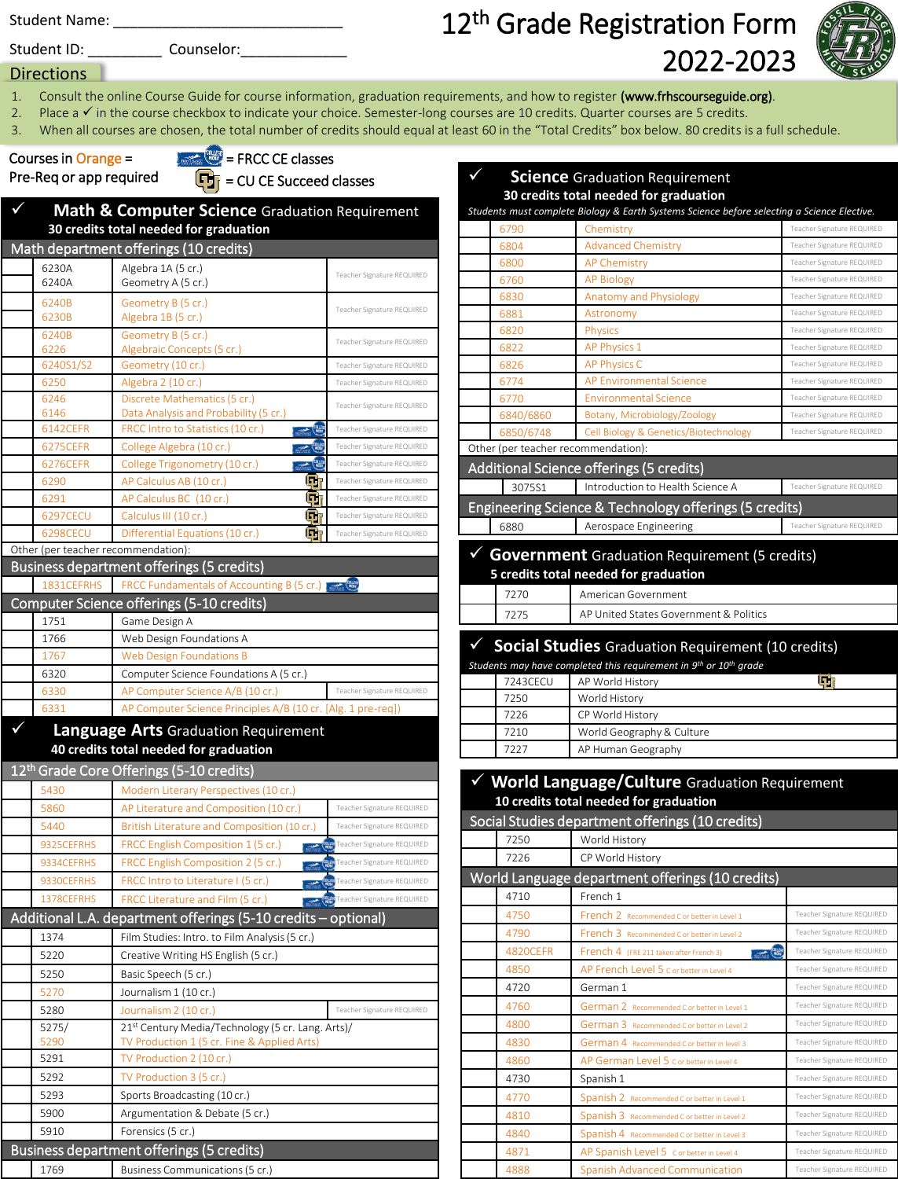Student Name: ___________________________

Student ID: _________ Counselor: _____________

# 12th Grade Registration Form 2022-2023

## Directions

1. Consult the online Course Guide for course information, graduation requirements, and how to register **(www.frhscourseguide.org)**.
2. Place a ✓ in the course checkbox to indicate your choice. Semester-long courses are 10 credits. Quarter courses are 5 credits.
3. When all courses are chosen, the total number of credits should equal at least 60 in the "Total Credits" box below. 80 credits is a full schedule.

Courses in Orange = Pre-Req or app required

[FRCC logo] = FRCC CE classes

[CU logo] = CU CE Succeed classes

## ✓ Math & Computer Science Graduation Requirement

**30 credits total needed for graduation**

### Math department offerings (10 credits)

| ✓ | Course # | Course | Notes |
|---|---|---|---|
| | 6230A / 6240A | Algebra 1A (5 cr.) / Geometry A (5 cr.) | Teacher Signature REQUIRED |
| | 6240B / 6230B | Geometry B (5 cr.) / Algebra 1B (5 cr.) | Teacher Signature REQUIRED |
| | 6240B / 6226 | Geometry B (5 cr.) / Algebraic Concepts (5 cr.) | Teacher Signature REQUIRED |
| | 6240S1/S2 | Geometry (10 cr.) | Teacher Signature REQUIRED |
| | 6250 | Algebra 2 (10 cr.) | Teacher Signature REQUIRED |
| | 6246 / 6146 | Discrete Mathematics (5 cr.) / Data Analysis and Probability (5 cr.) | Teacher Signature REQUIRED |
| | 6142CEFR | FRCC Intro to Statistics (10 cr.) [FRCC] | Teacher Signature REQUIRED |
| | 6275CEFR | College Algebra (10 cr.) [FRCC] | Teacher Signature REQUIRED |
| | 6276CEFR | College Trigonometry (10 cr.) [FRCC] | Teacher Signature REQUIRED |
| | 6290 | AP Calculus AB (10 cr.) [CU] | Teacher Signature REQUIRED |
| | 6291 | AP Calculus BC (10 cr.) [CU] | Teacher Signature REQUIRED |
| | 6297CECU | Calculus III (10 cr.) [CU] | Teacher Signature REQUIRED |
| | 6298CECU | Differential Equations (10 cr.) [CU] | Teacher Signature REQUIRED |

Other (per teacher recommendation):

### Business department offerings (5 credits)

| ✓ | Course # | Course |
|---|---|---|
| | 1831CEFRHS | FRCC Fundamentals of Accounting B (5 cr.) [FRCC] |

### Computer Science offerings (5-10 credits)

| ✓ | Course # | Course | Notes |
|---|---|---|---|
| | 1751 | Game Design A | |
| | 1766 | Web Design Foundations A | |
| | 1767 | Web Design Foundations B | |
| | 6320 | Computer Science Foundations A (5 cr.) | |
| | 6330 | AP Computer Science A/B (10 cr.) | Teacher Signature REQUIRED |
| | 6331 | AP Computer Science Principles A/B (10 cr. [Alg. 1 pre-req]) | |

## ✓ Language Arts Graduation Requirement

**40 credits total needed for graduation**

### 12th Grade Core Offerings (5-10 credits)

| ✓ | Course # | Course | Notes |
|---|---|---|---|
| | 5430 | Modern Literary Perspectives (10 cr.) | |
| | 5860 | AP Literature and Composition (10 cr.) | Teacher Signature REQUIRED |
| | 5440 | British Literature and Composition (10 cr.) | Teacher Signature REQUIRED |
| | 9325CEFRHS | FRCC English Composition 1 (5 cr.) [FRCC] | Teacher Signature REQUIRED |
| | 9334CEFRHS | FRCC English Composition 2 (5 cr.) [FRCC] | Teacher Signature REQUIRED |
| | 9330CEFRHS | FRCC Intro to Literature I (5 cr.) [FRCC] | Teacher Signature REQUIRED |
| | 1378CEFRHS | FRCC Literature and Film (5 cr.) [FRCC] | Teacher Signature REQUIRED |

### Additional L.A. department offerings (5-10 credits – optional)

| ✓ | Course # | Course | Notes |
|---|---|---|---|
| | 1374 | Film Studies: Intro. to Film Analysis (5 cr.) | |
| | 5220 | Creative Writing HS English (5 cr.) | |
| | 5250 | Basic Speech (5 cr.) | |
| | 5270 | Journalism 1 (10 cr.) | |
| | 5280 | Journalism 2 (10 cr.) | Teacher Signature REQUIRED |
| | 5275/ 5290 | 21st Century Media/Technology (5 cr. Lang. Arts)/ TV Production 1 (5 cr. Fine & Applied Arts) | |
| | 5291 | TV Production 2 (10 cr.) | |
| | 5292 | TV Production 3 (5 cr.) | |
| | 5293 | Sports Broadcasting (10 cr.) | |
| | 5900 | Argumentation & Debate (5 cr.) | |
| | 5910 | Forensics (5 cr.) | |

### Business department offerings (5 credits)

| ✓ | Course # | Course |
|---|---|---|
| | 1769 | Business Communications (5 cr.) |

## ✓ Science Graduation Requirement

**30 credits total needed for graduation**

*Students must complete Biology & Earth Systems Science before selecting a Science Elective.*

| ✓ | Course # | Course | Notes |
|---|---|---|---|
| | 6790 | Chemistry | Teacher Signature REQUIRED |
| | 6804 | Advanced Chemistry | Teacher Signature REQUIRED |
| | 6800 | AP Chemistry | Teacher Signature REQUIRED |
| | 6760 | AP Biology | Teacher Signature REQUIRED |
| | 6830 | Anatomy and Physiology | Teacher Signature REQUIRED |
| | 6881 | Astronomy | Teacher Signature REQUIRED |
| | 6820 | Physics | Teacher Signature REQUIRED |
| | 6822 | AP Physics 1 | Teacher Signature REQUIRED |
| | 6826 | AP Physics C | Teacher Signature REQUIRED |
| | 6774 | AP Environmental Science | Teacher Signature REQUIRED |
| | 6770 | Environmental Science | Teacher Signature REQUIRED |
| | 6840/6860 | Botany, Microbiology/Zoology | Teacher Signature REQUIRED |
| | 6850/6748 | Cell Biology & Genetics/Biotechnology | Teacher Signature REQUIRED |

Other (per teacher recommendation):

### Additional Science offerings (5 credits)

| ✓ | Course # | Course | Notes |
|---|---|---|---|
| | 3075S1 | Introduction to Health Science A | Teacher Signature REQUIRED |

### Engineering Science & Technology offerings (5 credits)

| ✓ | Course # | Course | Notes |
|---|---|---|---|
| | 6880 | Aerospace Engineering | Teacher Signature REQUIRED |

## ✓ Government Graduation Requirement (5 credits)

**5 credits total needed for graduation**

| ✓ | Course # | Course |
|---|---|---|
| | 7270 | American Government |
| | 7275 | AP United States Government & Politics |

## ✓ Social Studies Graduation Requirement (10 credits)

*Students may have completed this requirement in 9th or 10th grade*

| ✓ | Course # | Course |
|---|---|---|
| | 7243CECU | AP World History [CU] |
| | 7250 | World History |
| | 7226 | CP World History |
| | 7210 | World Geography & Culture |
| | 7227 | AP Human Geography |

## ✓ World Language/Culture Graduation Requirement

**10 credits total needed for graduation**

### Social Studies department offerings (10 credits)

| ✓ | Course # | Course |
|---|---|---|
| | 7250 | World History |
| | 7226 | CP World History |

### World Language department offerings (10 credits)

| ✓ | Course # | Course | Notes |
|---|---|---|---|
| | 4710 | French 1 | |
| | 4750 | French 2 Recommended C or better in Level 1 | Teacher Signature REQUIRED |
| | 4790 | French 3 Recommended C or better in Level 2 | Teacher Signature REQUIRED |
| | 4820CEFR | French 4 (FRE 211 taken after French 3) [FRCC] | Teacher Signature REQUIRED |
| | 4850 | AP French Level 5 C or better in Level 4 | Teacher Signature REQUIRED |
| | 4720 | German 1 | Teacher Signature REQUIRED |
| | 4760 | German 2 Recommended C or better in Level 1 | Teacher Signature REQUIRED |
| | 4800 | German 3 Recommended C or better in Level 2 | Teacher Signature REQUIRED |
| | 4830 | German 4 Recommended C or better in level 3 | Teacher Signature REQUIRED |
| | 4860 | AP German Level 5 C or better in Level 4 | Teacher Signature REQUIRED |
| | 4730 | Spanish 1 | Teacher Signature REQUIRED |
| | 4770 | Spanish 2 Recommended C or better in Level 1 | Teacher Signature REQUIRED |
| | 4810 | Spanish 3 Recommended C or better in Level 2 | Teacher Signature REQUIRED |
| | 4840 | Spanish 4 Recommended C or better in Level 3 | Teacher Signature REQUIRED |
| | 4871 | AP Spanish Level 5 C or better in Level 4 | Teacher Signature REQUIRED |
| | 4888 | Spanish Advanced Communication | Teacher Signature REQUIRED |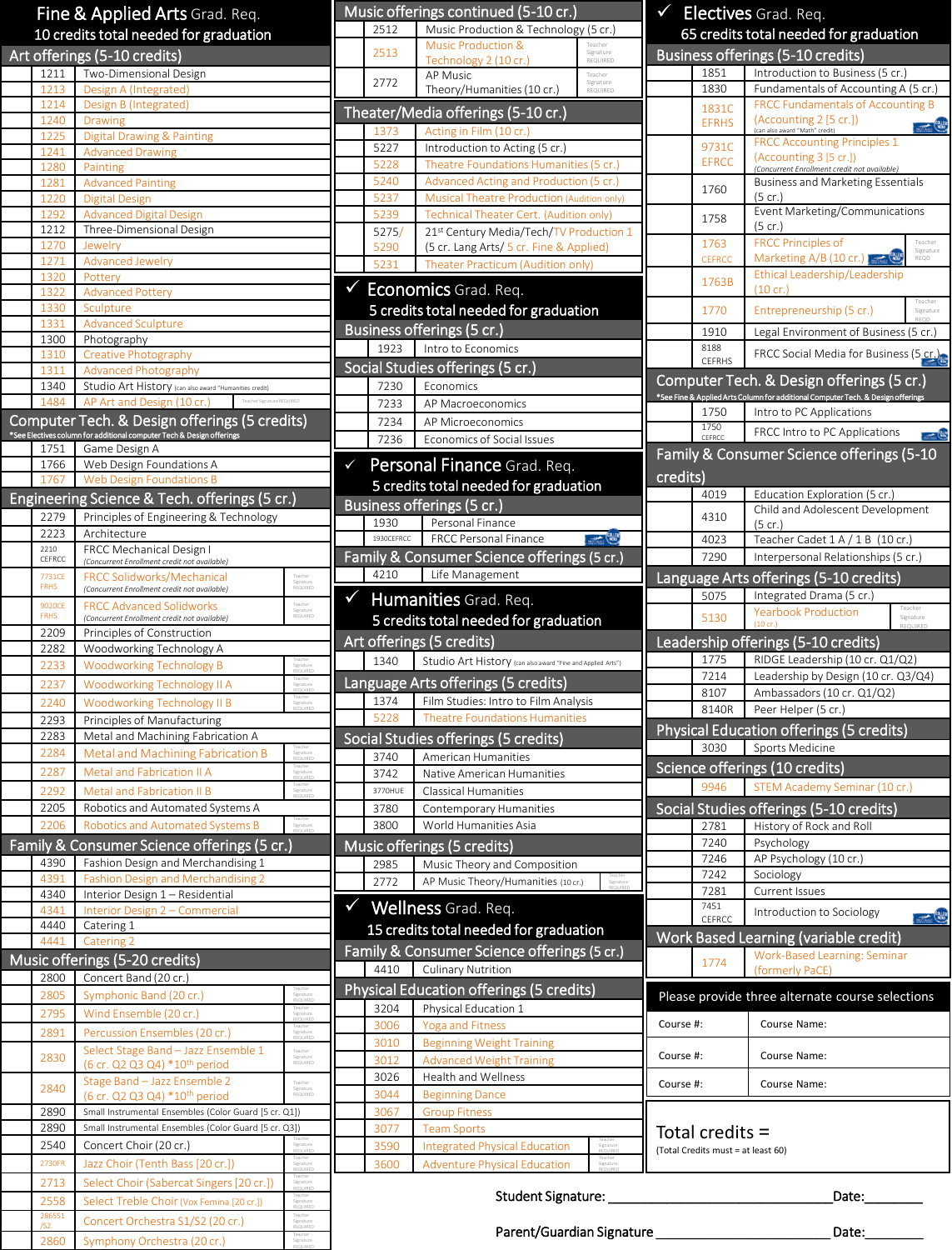# Fine & Applied Arts Grad. Req.

10 credits total needed for graduation

## Art offerings (5-10 credits)

| | |
|---|---|
| 1211 | Two-Dimensional Design |
| 1213 | Design A (Integrated) |
| 1214 | Design B (Integrated) |
| 1240 | Drawing |
| 1225 | Digital Drawing & Painting |
| 1241 | Advanced Drawing |
| 1280 | Painting |
| 1281 | Advanced Painting |
| 1220 | Digital Design |
| 1292 | Advanced Digital Design |
| 1212 | Three-Dimensional Design |
| 1270 | Jewelry |
| 1271 | Advanced Jewelry |
| 1320 | Pottery |
| 1322 | Advanced Pottery |
| 1330 | Sculpture |
| 1331 | Advanced Sculpture |
| 1300 | Photography |
| 1310 | Creative Photography |
| 1311 | Advanced Photography |
| 1340 | Studio Art History (can also award "Humanities credit) |
| 1484 | AP Art and Design (10 cr.) — Teacher Signature REQUIRED |

## Computer Tech. & Design offerings (5 credits)

*See Electives column for additional computer Tech & Design offerings

| | |
|---|---|
| 1751 | Game Design A |
| 1766 | Web Design Foundations A |
| 1767 | Web Design Foundations B |

## Engineering Science & Tech. offerings (5 cr.)

| | | |
|---|---|---|
| 2279 | Principles of Engineering & Technology | |
| 2223 | Architecture | |
| 2210 CEFRCC | FRCC Mechanical Design I (Concurrent Enrollment credit not available) | |
| 7731CE FRHS | FRCC Solidworks/Mechanical (Concurrent Enrollment credit not available) | Teacher Signature REQUIRED |
| 9020CE FRHS | FRCC Advanced Solidworks (Concurrent Enrollment credit not available) | Teacher Signature REQUIRED |
| 2209 | Principles of Construction | |
| 2282 | Woodworking Technology A | |
| 2233 | Woodworking Technology B | Teacher Signature REQUIRED |
| 2237 | Woodworking Technology II A | Teacher Signature REQUIRED |
| 2240 | Woodworking Technology II B | Teacher Signature REQUIRED |
| 2293 | Principles of Manufacturing | |
| 2283 | Metal and Machining Fabrication A | |
| 2284 | Metal and Machining Fabrication B | Teacher Signature REQUIRED |
| 2287 | Metal and Fabrication II A | Teacher Signature REQUIRED |
| 2292 | Metal and Fabrication II B | Teacher Signature REQUIRED |
| 2205 | Robotics and Automated Systems A | |
| 2206 | Robotics and Automated Systems B | Teacher Signature REQUIRED |

## Family & Consumer Science offerings (5 cr.)

| | |
|---|---|
| 4390 | Fashion Design and Merchandising 1 |
| 4391 | Fashion Design and Merchandising 2 |
| 4340 | Interior Design 1 – Residential |
| 4341 | Interior Design 2 – Commercial |
| 4440 | Catering 1 |
| 4441 | Catering 2 |

## Music offerings (5-20 credits)

| | | |
|---|---|---|
| 2800 | Concert Band (20 cr.) | |
| 2805 | Symphonic Band (20 cr.) | Teacher Signature REQUIRED |
| 2795 | Wind Ensemble (20 cr.) | Teacher Signature REQUIRED |
| 2891 | Percussion Ensembles (20 cr.) | Teacher Signature REQUIRED |
| 2830 | Select Stage Band – Jazz Ensemble 1 (6 cr. Q2 Q3 Q4) *10th period | Teacher Signature REQUIRED |
| 2840 | Stage Band – Jazz Ensemble 2 (6 cr. Q2 Q3 Q4) *10th period | Teacher Signature REQUIRED |
| 2890 | Small Instrumental Ensembles (Color Guard [5 cr. Q1]) | |
| 2890 | Small Instrumental Ensembles (Color Guard [5 cr. Q3]) | |
| 2540 | Concert Choir (20 cr.) | Teacher Signature REQUIRED |
| 2730FR | Jazz Choir (Tenth Bass [20 cr.]) | Teacher Signature REQUIRED |
| 2713 | Select Choir (Sabercat Singers [20 cr.]) | Teacher Signature REQUIRED |
| 2558 | Select Treble Choir (Vox Femina [20 cr.]) | Teacher Signature REQUIRED |
| 286551 /S2 | Concert Orchestra S1/S2 (20 cr.) | Teacher Signature REQUIRED |
| 2860 | Symphony Orchestra (20 cr.) | Teacher Signature REQUIRED |

## Music offerings continued (5-10 cr.)

| | | |
|---|---|---|
| 2512 | Music Production & Technology (5 cr.) | |
| 2513 | Music Production & Technology 2 (10 cr.) | Teacher Signature REQUIRED |
| 2772 | AP Music Theory/Humanities (10 cr.) | Teacher Signature REQUIRED |

## Theater/Media offerings (5-10 cr.)

| | |
|---|---|
| 1373 | Acting in Film (10 cr.) |
| 5227 | Introduction to Acting (5 cr.) |
| 5228 | Theatre Foundations Humanities (5 cr.) |
| 5240 | Advanced Acting and Production (5 cr.) |
| 5237 | Musical Theatre Production (Audition only) |
| 5239 | Technical Theater Cert. (Audition only) |
| 5275/ 5290 | 21st Century Media/Tech/TV Production 1 (5 cr. Lang Arts/ 5 cr. Fine & Applied) |
| 5231 | Theater Practicum (Audition only) |

# ✓ Economics Grad. Req.

5 credits total needed for graduation

## Business offerings (5 cr.)

| | |
|---|---|
| 1923 | Intro to Economics |

## Social Studies offerings (5 cr.)

| | |
|---|---|
| 7230 | Economics |
| 7233 | AP Macroeconomics |
| 7234 | AP Microeconomics |
| 7236 | Economics of Social Issues |

# ✓ Personal Finance Grad. Req.

5 credits total needed for graduation

## Business offerings (5 cr.)

| | |
|---|---|
| 1930 | Personal Finance |
| 1930CEFRCC | FRCC Personal Finance |

## Family & Consumer Science offerings (5 cr.)

| | |
|---|---|
| 4210 | Life Management |

# ✓ Humanities Grad. Req.

5 credits total needed for graduation

## Art offerings (5 credits)

| | |
|---|---|
| 1340 | Studio Art History (can also award "Fine and Applied Arts") |

## Language Arts offerings (5 credits)

| | |
|---|---|
| 1374 | Film Studies: Intro to Film Analysis |
| 5228 | Theatre Foundations Humanities |

## Social Studies offerings (5 credits)

| | |
|---|---|
| 3740 | American Humanities |
| 3742 | Native American Humanities |
| 3770HUE | Classical Humanities |
| 3780 | Contemporary Humanities |
| 3800 | World Humanities Asia |

## Music offerings (5 credits)

| | | |
|---|---|---|
| 2985 | Music Theory and Composition | |
| 2772 | AP Music Theory/Humanities (10 cr.) | Teacher Signature REQUIRED |

# ✓ Wellness Grad. Req.

15 credits total needed for graduation

## Family & Consumer Science offerings (5 cr.)

| | |
|---|---|
| 4410 | Culinary Nutrition |

## Physical Education offerings (5 credits)

| | | |
|---|---|---|
| 3204 | Physical Education 1 | |
| 3006 | Yoga and Fitness | |
| 3010 | Beginning Weight Training | |
| 3012 | Advanced Weight Training | |
| 3026 | Health and Wellness | |
| 3044 | Beginning Dance | |
| 3067 | Group Fitness | |
| 3077 | Team Sports | |
| 3590 | Integrated Physical Education | Teacher Signature REQUIRED |
| 3600 | Adventure Physical Education | Teacher Signature REQUIRED |

# ✓ Electives Grad. Req.

65 credits total needed for graduation

## Business offerings (5-10 credits)

| | | |
|---|---|---|
| 1851 | Introduction to Business (5 cr.) | |
| 1830 | Fundamentals of Accounting A (5 cr.) | |
| 1831C EFRHS | FRCC Fundamentals of Accounting B (Accounting 2 [5 cr.]) (can also award "Math" credit) | |
| 9731C EFRCC | FRCC Accounting Principles 1 (Accounting 3 [5 cr.]) (Concurrent Enrollment credit not available) | |
| 1760 | Business and Marketing Essentials (5 cr.) | |
| 1758 | Event Marketing/Communications (5 cr.) | |
| 1763 CEFRCC | FRCC Principles of Marketing A/B (10 cr.) | Teacher Signature REQD |
| 1763B | Ethical Leadership/Leadership (10 cr.) | |
| 1770 | Entrepreneurship (5 cr.) | Teacher Signature REQD |
| 1910 | Legal Environment of Business (5 cr.) | |
| 8188 CEFRHS | FRCC Social Media for Business (5 cr.) | |

## Computer Tech. & Design offerings (5 cr.)

*See Fine & Applied Arts Column for additional Computer Tech. & Design offerings

| | |
|---|---|
| 1750 | Intro to PC Applications |
| 1750 CEFRCC | FRCC Intro to PC Applications |

## Family & Consumer Science offerings (5-10 credits)

| | |
|---|---|
| 4019 | Education Exploration (5 cr.) |
| 4310 | Child and Adolescent Development (5 cr.) |
| 4023 | Teacher Cadet 1 A / 1 B (10 cr.) |
| 7290 | Interpersonal Relationships (5 cr.) |

## Language Arts offerings (5-10 credits)

| | | |
|---|---|---|
| 5075 | Integrated Drama (5 cr.) | |
| 5130 | Yearbook Production (10 cr.) | Teacher Signature REQUIRED |

## Leadership offerings (5-10 credits)

| | |
|---|---|
| 1775 | RIDGE Leadership (10 cr. Q1/Q2) |
| 7214 | Leadership by Design (10 cr. Q3/Q4) |
| 8107 | Ambassadors (10 cr. Q1/Q2) |
| 8140R | Peer Helper (5 cr.) |

## Physical Education offerings (5 credits)

| | |
|---|---|
| 3030 | Sports Medicine |

## Science offerings (10 credits)

| | |
|---|---|
| 9946 | STEM Academy Seminar (10 cr.) |

## Social Studies offerings (5-10 credits)

| | |
|---|---|
| 2781 | History of Rock and Roll |
| 7240 | Psychology |
| 7246 | AP Psychology (10 cr.) |
| 7242 | Sociology |
| 7281 | Current Issues |
| 7451 CEFRCC | Introduction to Sociology |

## Work Based Learning (variable credit)

| | |
|---|---|
| 1774 | Work-Based Learning: Seminar (formerly PaCE) |

Please provide three alternate course selections

| | |
|---|---|
| Course #: | Course Name: |
| Course #: | Course Name: |
| Course #: | Course Name: |

**Total credits =**

(Total Credits must = at least 60)

Student Signature: ______________________________ Date: __________

Parent/Guardian Signature ______________________________ Date: __________